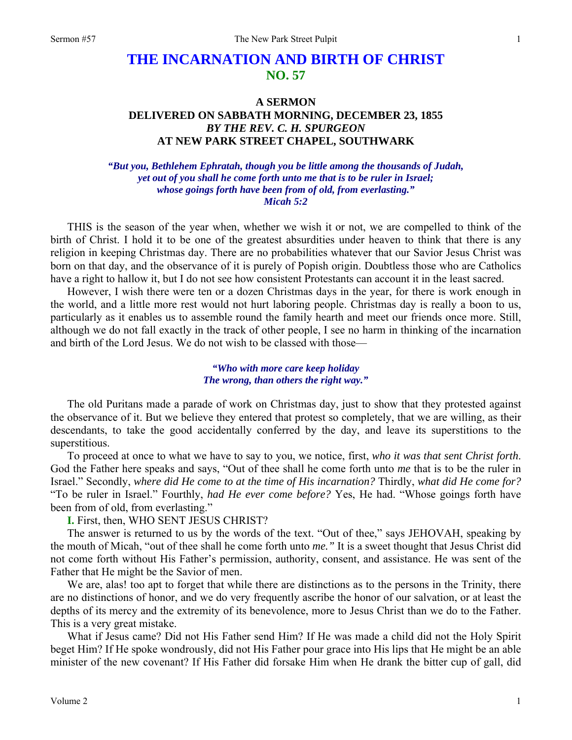# THE INCARNATION AND BIRTH OF CHRIST
## NO. 57

### A SERMON
### DELIVERED ON SABBATH MORNING, DECEMBER 23, 1855
### *BY THE REV. C. H. SPURGEON*
### AT NEW PARK STREET CHAPEL, SOUTHWARK

***"But you, Bethlehem Ephratah, though you be little among the thousands of Judah, yet out of you shall he come forth unto me that is to be ruler in Israel; whose goings forth have been from of old, from everlasting." Micah 5:2***

THIS is the season of the year when, whether we wish it or not, we are compelled to think of the birth of Christ. I hold it to be one of the greatest absurdities under heaven to think that there is any religion in keeping Christmas day. There are no probabilities whatever that our Savior Jesus Christ was born on that day, and the observance of it is purely of Popish origin. Doubtless those who are Catholics have a right to hallow it, but I do not see how consistent Protestants can account it in the least sacred.

However, I wish there were ten or a dozen Christmas days in the year, for there is work enough in the world, and a little more rest would not hurt laboring people. Christmas day is really a boon to us, particularly as it enables us to assemble round the family hearth and meet our friends once more. Still, although we do not fall exactly in the track of other people, I see no harm in thinking of the incarnation and birth of the Lord Jesus. We do not wish to be classed with those—

> ***"Who with more care keep holiday***
> ***The wrong, than others the right way."***

The old Puritans made a parade of work on Christmas day, just to show that they protested against the observance of it. But we believe they entered that protest so completely, that we are willing, as their descendants, to take the good accidentally conferred by the day, and leave its superstitions to the superstitious.

To proceed at once to what we have to say to you, we notice, first, *who it was that sent Christ forth*. God the Father here speaks and says, "Out of thee shall he come forth unto *me* that is to be the ruler in Israel." Secondly, *where did He come to at the time of His incarnation?* Thirdly, *what did He come for?* "To be ruler in Israel." Fourthly, *had He ever come before?* Yes, He had. "Whose goings forth have been from of old, from everlasting."

**I.** First, then, WHO SENT JESUS CHRIST?

The answer is returned to us by the words of the text. "Out of thee," says JEHOVAH, speaking by the mouth of Micah, "out of thee shall he come forth unto *me."* It is a sweet thought that Jesus Christ did not come forth without His Father's permission, authority, consent, and assistance. He was sent of the Father that He might be the Savior of men.

We are, alas! too apt to forget that while there are distinctions as to the persons in the Trinity, there are no distinctions of honor, and we do very frequently ascribe the honor of our salvation, or at least the depths of its mercy and the extremity of its benevolence, more to Jesus Christ than we do to the Father. This is a very great mistake.

What if Jesus came? Did not His Father send Him? If He was made a child did not the Holy Spirit beget Him? If He spoke wondrously, did not His Father pour grace into His lips that He might be an able minister of the new covenant? If His Father did forsake Him when He drank the bitter cup of gall, did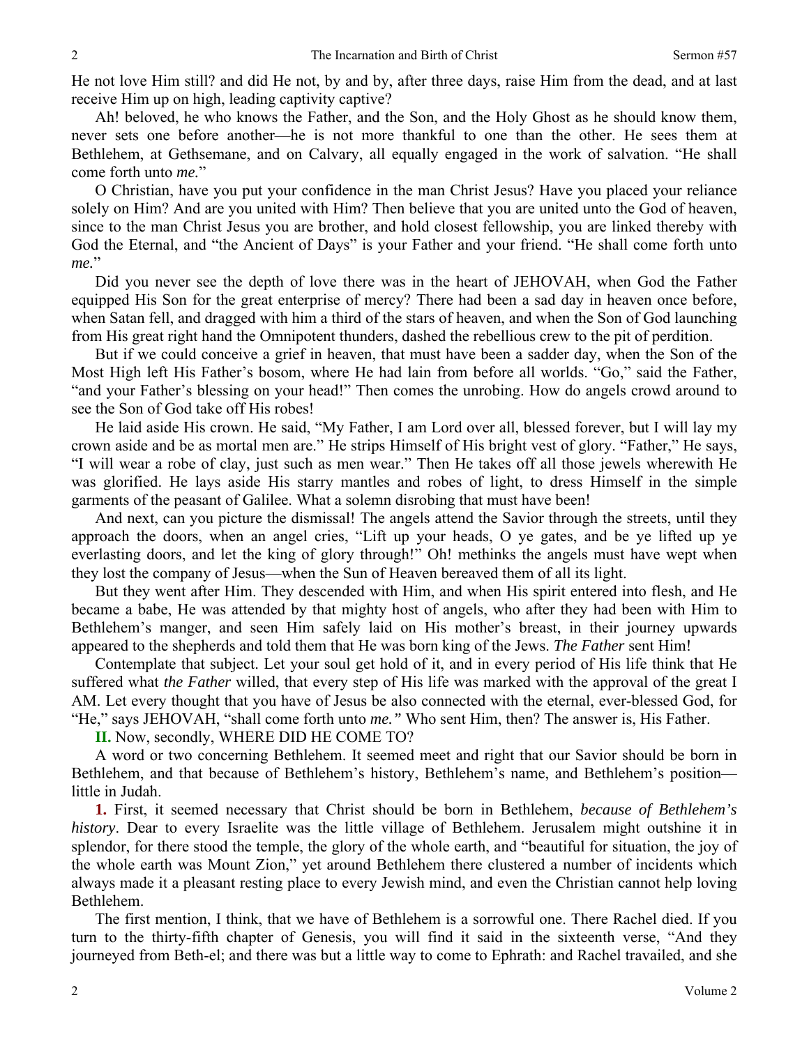He not love Him still? and did He not, by and by, after three days, raise Him from the dead, and at last receive Him up on high, leading captivity captive?

Ah! beloved, he who knows the Father, and the Son, and the Holy Ghost as he should know them, never sets one before another—he is not more thankful to one than the other. He sees them at Bethlehem, at Gethsemane, and on Calvary, all equally engaged in the work of salvation. "He shall come forth unto *me.*"

O Christian, have you put your confidence in the man Christ Jesus? Have you placed your reliance solely on Him? And are you united with Him? Then believe that you are united unto the God of heaven, since to the man Christ Jesus you are brother, and hold closest fellowship, you are linked thereby with God the Eternal, and "the Ancient of Days" is your Father and your friend. "He shall come forth unto *me.*"

Did you never see the depth of love there was in the heart of JEHOVAH, when God the Father equipped His Son for the great enterprise of mercy? There had been a sad day in heaven once before, when Satan fell, and dragged with him a third of the stars of heaven, and when the Son of God launching from His great right hand the Omnipotent thunders, dashed the rebellious crew to the pit of perdition.

But if we could conceive a grief in heaven, that must have been a sadder day, when the Son of the Most High left His Father's bosom, where He had lain from before all worlds. "Go," said the Father, "and your Father's blessing on your head!" Then comes the unrobing. How do angels crowd around to see the Son of God take off His robes!

He laid aside His crown. He said, "My Father, I am Lord over all, blessed forever, but I will lay my crown aside and be as mortal men are." He strips Himself of His bright vest of glory. "Father," He says, "I will wear a robe of clay, just such as men wear." Then He takes off all those jewels wherewith He was glorified. He lays aside His starry mantles and robes of light, to dress Himself in the simple garments of the peasant of Galilee. What a solemn disrobing that must have been!

And next, can you picture the dismissal! The angels attend the Savior through the streets, until they approach the doors, when an angel cries, "Lift up your heads, O ye gates, and be ye lifted up ye everlasting doors, and let the king of glory through!" Oh! methinks the angels must have wept when they lost the company of Jesus—when the Sun of Heaven bereaved them of all its light.

But they went after Him. They descended with Him, and when His spirit entered into flesh, and He became a babe, He was attended by that mighty host of angels, who after they had been with Him to Bethlehem's manger, and seen Him safely laid on His mother's breast, in their journey upwards appeared to the shepherds and told them that He was born king of the Jews. *The Father* sent Him!

Contemplate that subject. Let your soul get hold of it, and in every period of His life think that He suffered what *the Father* willed, that every step of His life was marked with the approval of the great I AM. Let every thought that you have of Jesus be also connected with the eternal, ever-blessed God, for "He," says JEHOVAH, "shall come forth unto *me.*" Who sent Him, then? The answer is, His Father.

**II.** Now, secondly, WHERE DID HE COME TO?

A word or two concerning Bethlehem. It seemed meet and right that our Savior should be born in Bethlehem, and that because of Bethlehem's history, Bethlehem's name, and Bethlehem's position—little in Judah.

**1.** First, it seemed necessary that Christ should be born in Bethlehem, *because of Bethlehem's history*. Dear to every Israelite was the little village of Bethlehem. Jerusalem might outshine it in splendor, for there stood the temple, the glory of the whole earth, and "beautiful for situation, the joy of the whole earth was Mount Zion," yet around Bethlehem there clustered a number of incidents which always made it a pleasant resting place to every Jewish mind, and even the Christian cannot help loving Bethlehem.

The first mention, I think, that we have of Bethlehem is a sorrowful one. There Rachel died. If you turn to the thirty-fifth chapter of Genesis, you will find it said in the sixteenth verse, "And they journeyed from Beth-el; and there was but a little way to come to Ephrath: and Rachel travailed, and she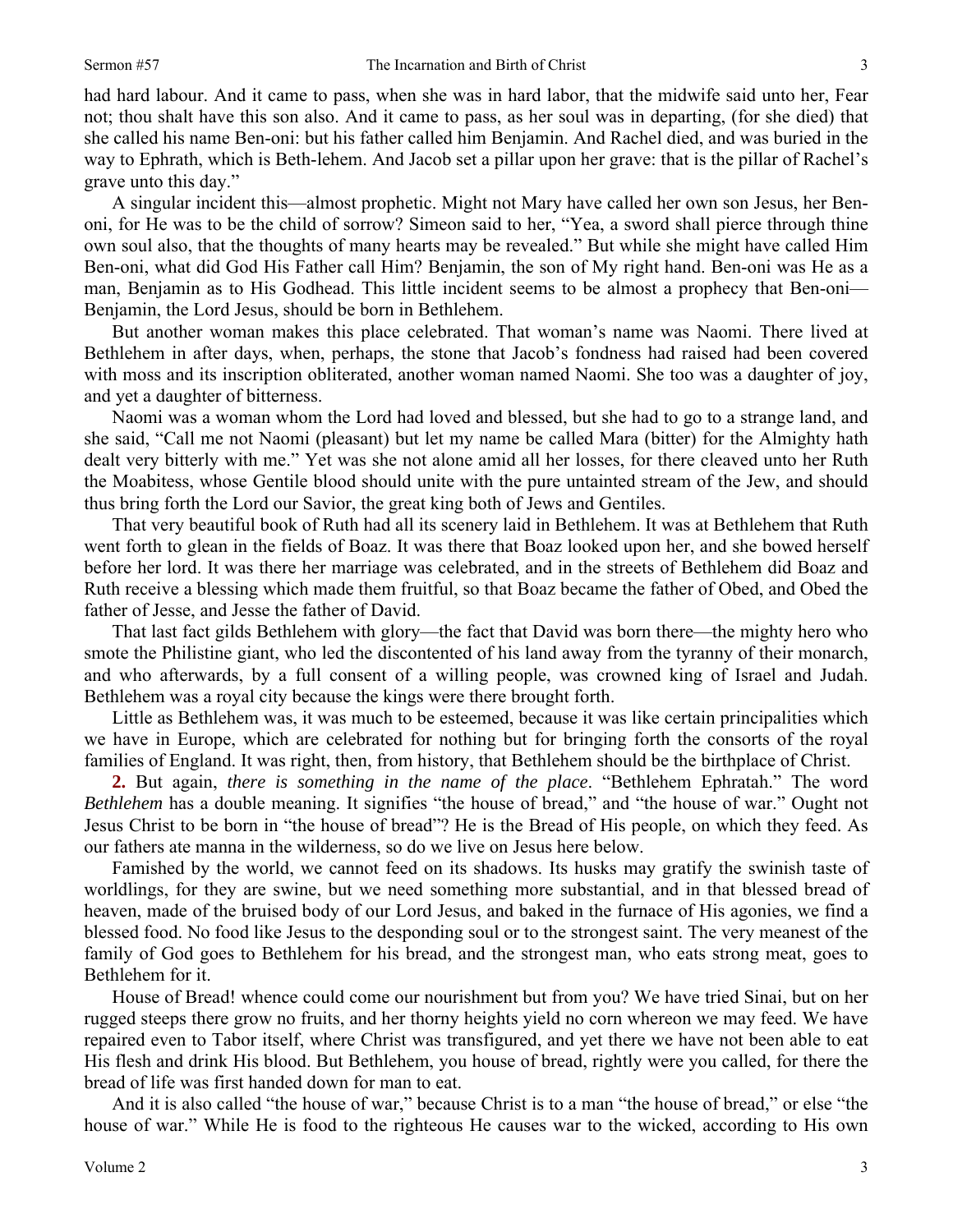had hard labour. And it came to pass, when she was in hard labor, that the midwife said unto her, Fear not; thou shalt have this son also. And it came to pass, as her soul was in departing, (for she died) that she called his name Ben-oni: but his father called him Benjamin. And Rachel died, and was buried in the way to Ephrath, which is Beth-lehem. And Jacob set a pillar upon her grave: that is the pillar of Rachel's grave unto this day."

A singular incident this—almost prophetic. Might not Mary have called her own son Jesus, her Ben-oni, for He was to be the child of sorrow? Simeon said to her, "Yea, a sword shall pierce through thine own soul also, that the thoughts of many hearts may be revealed." But while she might have called Him Ben-oni, what did God His Father call Him? Benjamin, the son of My right hand. Ben-oni was He as a man, Benjamin as to His Godhead. This little incident seems to be almost a prophecy that Ben-oni—Benjamin, the Lord Jesus, should be born in Bethlehem.

But another woman makes this place celebrated. That woman's name was Naomi. There lived at Bethlehem in after days, when, perhaps, the stone that Jacob's fondness had raised had been covered with moss and its inscription obliterated, another woman named Naomi. She too was a daughter of joy, and yet a daughter of bitterness.

Naomi was a woman whom the Lord had loved and blessed, but she had to go to a strange land, and she said, "Call me not Naomi (pleasant) but let my name be called Mara (bitter) for the Almighty hath dealt very bitterly with me." Yet was she not alone amid all her losses, for there cleaved unto her Ruth the Moabitess, whose Gentile blood should unite with the pure untainted stream of the Jew, and should thus bring forth the Lord our Savior, the great king both of Jews and Gentiles.

That very beautiful book of Ruth had all its scenery laid in Bethlehem. It was at Bethlehem that Ruth went forth to glean in the fields of Boaz. It was there that Boaz looked upon her, and she bowed herself before her lord. It was there her marriage was celebrated, and in the streets of Bethlehem did Boaz and Ruth receive a blessing which made them fruitful, so that Boaz became the father of Obed, and Obed the father of Jesse, and Jesse the father of David.

That last fact gilds Bethlehem with glory—the fact that David was born there—the mighty hero who smote the Philistine giant, who led the discontented of his land away from the tyranny of their monarch, and who afterwards, by a full consent of a willing people, was crowned king of Israel and Judah. Bethlehem was a royal city because the kings were there brought forth.

Little as Bethlehem was, it was much to be esteemed, because it was like certain principalities which we have in Europe, which are celebrated for nothing but for bringing forth the consorts of the royal families of England. It was right, then, from history, that Bethlehem should be the birthplace of Christ.

**2.** But again, *there is something in the name of the place*. "Bethlehem Ephratah." The word *Bethlehem* has a double meaning. It signifies "the house of bread," and "the house of war." Ought not Jesus Christ to be born in "the house of bread"? He is the Bread of His people, on which they feed. As our fathers ate manna in the wilderness, so do we live on Jesus here below.

Famished by the world, we cannot feed on its shadows. Its husks may gratify the swinish taste of worldlings, for they are swine, but we need something more substantial, and in that blessed bread of heaven, made of the bruised body of our Lord Jesus, and baked in the furnace of His agonies, we find a blessed food. No food like Jesus to the desponding soul or to the strongest saint. The very meanest of the family of God goes to Bethlehem for his bread, and the strongest man, who eats strong meat, goes to Bethlehem for it.

House of Bread! whence could come our nourishment but from you? We have tried Sinai, but on her rugged steeps there grow no fruits, and her thorny heights yield no corn whereon we may feed. We have repaired even to Tabor itself, where Christ was transfigured, and yet there we have not been able to eat His flesh and drink His blood. But Bethlehem, you house of bread, rightly were you called, for there the bread of life was first handed down for man to eat.

And it is also called "the house of war," because Christ is to a man "the house of bread," or else "the house of war." While He is food to the righteous He causes war to the wicked, according to His own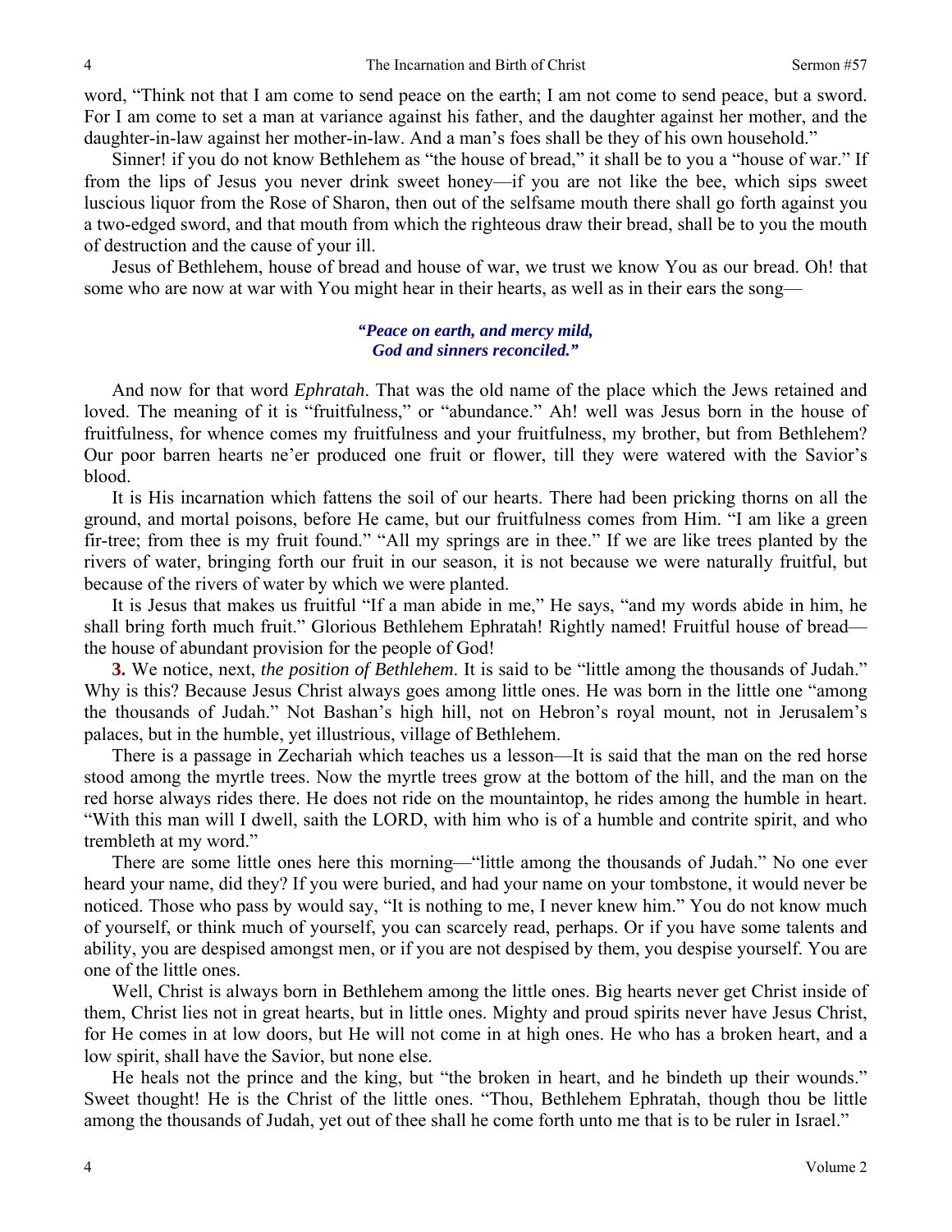word, "Think not that I am come to send peace on the earth; I am not come to send peace, but a sword. For I am come to set a man at variance against his father, and the daughter against her mother, and the daughter-in-law against her mother-in-law. And a man's foes shall be they of his own household."

Sinner! if you do not know Bethlehem as "the house of bread," it shall be to you a "house of war." If from the lips of Jesus you never drink sweet honey—if you are not like the bee, which sips sweet luscious liquor from the Rose of Sharon, then out of the selfsame mouth there shall go forth against you a two-edged sword, and that mouth from which the righteous draw their bread, shall be to you the mouth of destruction and the cause of your ill.

Jesus of Bethlehem, house of bread and house of war, we trust we know You as our bread. Oh! that some who are now at war with You might hear in their hearts, as well as in their ears the song—

*"Peace on earth, and mercy mild,*
*God and sinners reconciled."*

And now for that word *Ephratah*. That was the old name of the place which the Jews retained and loved. The meaning of it is "fruitfulness," or "abundance." Ah! well was Jesus born in the house of fruitfulness, for whence comes my fruitfulness and your fruitfulness, my brother, but from Bethlehem? Our poor barren hearts ne'er produced one fruit or flower, till they were watered with the Savior's blood.

It is His incarnation which fattens the soil of our hearts. There had been pricking thorns on all the ground, and mortal poisons, before He came, but our fruitfulness comes from Him. "I am like a green fir-tree; from thee is my fruit found." "All my springs are in thee." If we are like trees planted by the rivers of water, bringing forth our fruit in our season, it is not because we were naturally fruitful, but because of the rivers of water by which we were planted.

It is Jesus that makes us fruitful "If a man abide in me," He says, "and my words abide in him, he shall bring forth much fruit." Glorious Bethlehem Ephratah! Rightly named! Fruitful house of bread—the house of abundant provision for the people of God!

**3.** We notice, next, *the position of Bethlehem*. It is said to be "little among the thousands of Judah." Why is this? Because Jesus Christ always goes among little ones. He was born in the little one "among the thousands of Judah." Not Bashan's high hill, not on Hebron's royal mount, not in Jerusalem's palaces, but in the humble, yet illustrious, village of Bethlehem.

There is a passage in Zechariah which teaches us a lesson—It is said that the man on the red horse stood among the myrtle trees. Now the myrtle trees grow at the bottom of the hill, and the man on the red horse always rides there. He does not ride on the mountaintop, he rides among the humble in heart. "With this man will I dwell, saith the LORD, with him who is of a humble and contrite spirit, and who trembleth at my word."

There are some little ones here this morning—"little among the thousands of Judah." No one ever heard your name, did they? If you were buried, and had your name on your tombstone, it would never be noticed. Those who pass by would say, "It is nothing to me, I never knew him." You do not know much of yourself, or think much of yourself, you can scarcely read, perhaps. Or if you have some talents and ability, you are despised amongst men, or if you are not despised by them, you despise yourself. You are one of the little ones.

Well, Christ is always born in Bethlehem among the little ones. Big hearts never get Christ inside of them, Christ lies not in great hearts, but in little ones. Mighty and proud spirits never have Jesus Christ, for He comes in at low doors, but He will not come in at high ones. He who has a broken heart, and a low spirit, shall have the Savior, but none else.

He heals not the prince and the king, but "the broken in heart, and he bindeth up their wounds." Sweet thought! He is the Christ of the little ones. "Thou, Bethlehem Ephratah, though thou be little among the thousands of Judah, yet out of thee shall he come forth unto me that is to be ruler in Israel."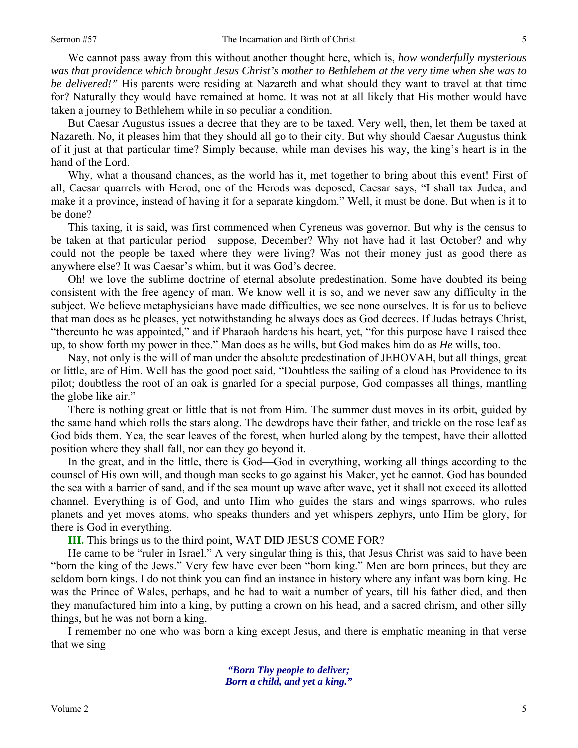We cannot pass away from this without another thought here, which is, *how wonderfully mysterious was that providence which brought Jesus Christ's mother to Bethlehem at the very time when she was to be delivered!"* His parents were residing at Nazareth and what should they want to travel at that time for? Naturally they would have remained at home. It was not at all likely that His mother would have taken a journey to Bethlehem while in so peculiar a condition.

But Caesar Augustus issues a decree that they are to be taxed. Very well, then, let them be taxed at Nazareth. No, it pleases him that they should all go to their city. But why should Caesar Augustus think of it just at that particular time? Simply because, while man devises his way, the king's heart is in the hand of the Lord.

Why, what a thousand chances, as the world has it, met together to bring about this event! First of all, Caesar quarrels with Herod, one of the Herods was deposed, Caesar says, "I shall tax Judea, and make it a province, instead of having it for a separate kingdom." Well, it must be done. But when is it to be done?

This taxing, it is said, was first commenced when Cyreneus was governor. But why is the census to be taken at that particular period—suppose, December? Why not have had it last October? and why could not the people be taxed where they were living? Was not their money just as good there as anywhere else? It was Caesar's whim, but it was God's decree.

Oh! we love the sublime doctrine of eternal absolute predestination. Some have doubted its being consistent with the free agency of man. We know well it is so, and we never saw any difficulty in the subject. We believe metaphysicians have made difficulties, we see none ourselves. It is for us to believe that man does as he pleases, yet notwithstanding he always does as God decrees. If Judas betrays Christ, "thereunto he was appointed," and if Pharaoh hardens his heart, yet, "for this purpose have I raised thee up, to show forth my power in thee." Man does as he wills, but God makes him do as *He* wills, too.

Nay, not only is the will of man under the absolute predestination of JEHOVAH, but all things, great or little, are of Him. Well has the good poet said, "Doubtless the sailing of a cloud has Providence to its pilot; doubtless the root of an oak is gnarled for a special purpose, God compasses all things, mantling the globe like air."

There is nothing great or little that is not from Him. The summer dust moves in its orbit, guided by the same hand which rolls the stars along. The dewdrops have their father, and trickle on the rose leaf as God bids them. Yea, the sear leaves of the forest, when hurled along by the tempest, have their allotted position where they shall fall, nor can they go beyond it.

In the great, and in the little, there is God—God in everything, working all things according to the counsel of His own will, and though man seeks to go against his Maker, yet he cannot. God has bounded the sea with a barrier of sand, and if the sea mount up wave after wave, yet it shall not exceed its allotted channel. Everything is of God, and unto Him who guides the stars and wings sparrows, who rules planets and yet moves atoms, who speaks thunders and yet whispers zephyrs, unto Him be glory, for there is God in everything.

**III.** This brings us to the third point, WAT DID JESUS COME FOR?

He came to be "ruler in Israel." A very singular thing is this, that Jesus Christ was said to have been "born the king of the Jews." Very few have ever been "born king." Men are born princes, but they are seldom born kings. I do not think you can find an instance in history where any infant was born king. He was the Prince of Wales, perhaps, and he had to wait a number of years, till his father died, and then they manufactured him into a king, by putting a crown on his head, and a sacred chrism, and other silly things, but he was not born a king.

I remember no one who was born a king except Jesus, and there is emphatic meaning in that verse that we sing—

*"Born Thy people to deliver;*
*Born a child, and yet a king."*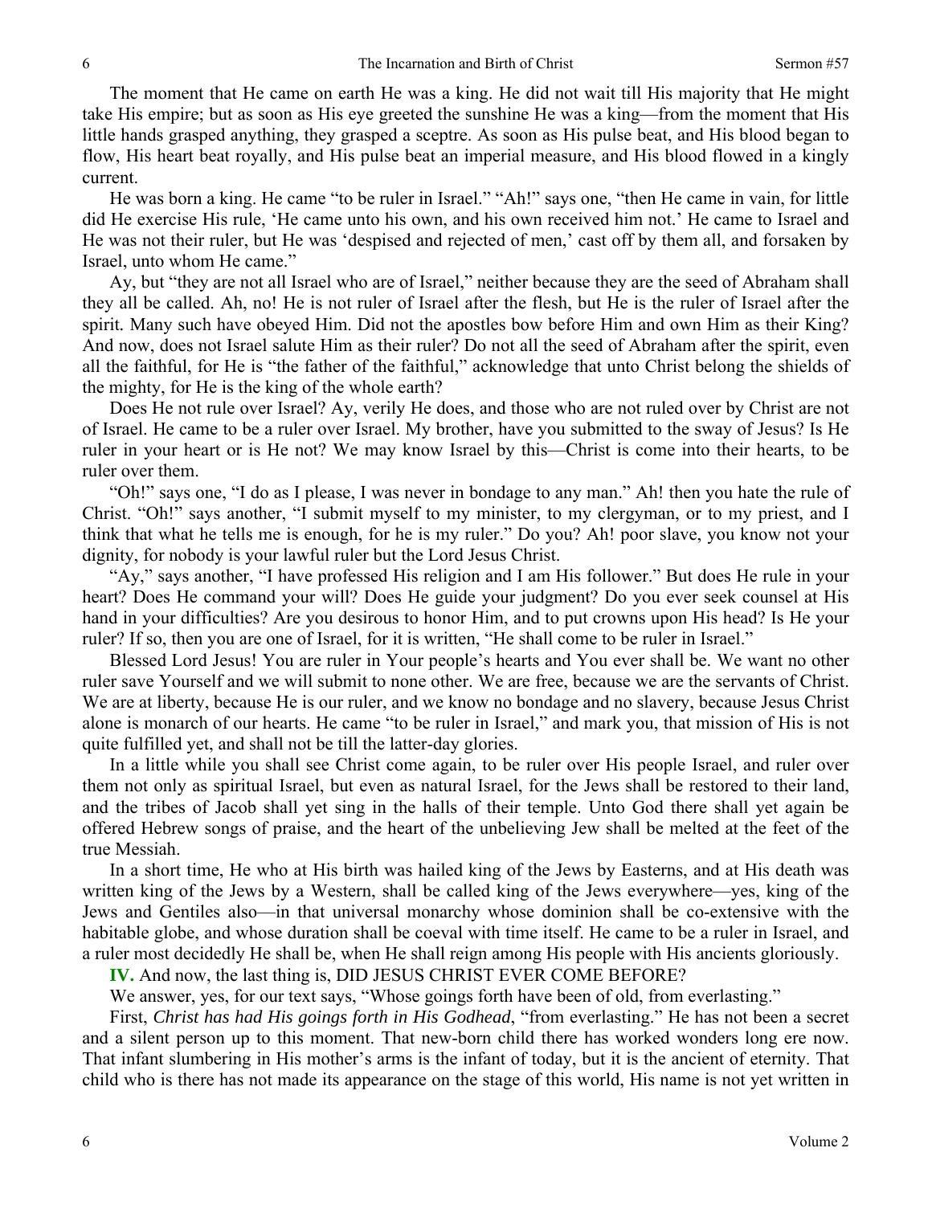The moment that He came on earth He was a king. He did not wait till His majority that He might take His empire; but as soon as His eye greeted the sunshine He was a king—from the moment that His little hands grasped anything, they grasped a sceptre. As soon as His pulse beat, and His blood began to flow, His heart beat royally, and His pulse beat an imperial measure, and His blood flowed in a kingly current.

He was born a king. He came "to be ruler in Israel." "Ah!" says one, "then He came in vain, for little did He exercise His rule, 'He came unto his own, and his own received him not.' He came to Israel and He was not their ruler, but He was 'despised and rejected of men,' cast off by them all, and forsaken by Israel, unto whom He came."

Ay, but "they are not all Israel who are of Israel," neither because they are the seed of Abraham shall they all be called. Ah, no! He is not ruler of Israel after the flesh, but He is the ruler of Israel after the spirit. Many such have obeyed Him. Did not the apostles bow before Him and own Him as their King? And now, does not Israel salute Him as their ruler? Do not all the seed of Abraham after the spirit, even all the faithful, for He is "the father of the faithful," acknowledge that unto Christ belong the shields of the mighty, for He is the king of the whole earth?

Does He not rule over Israel? Ay, verily He does, and those who are not ruled over by Christ are not of Israel. He came to be a ruler over Israel. My brother, have you submitted to the sway of Jesus? Is He ruler in your heart or is He not? We may know Israel by this—Christ is come into their hearts, to be ruler over them.

"Oh!" says one, "I do as I please, I was never in bondage to any man." Ah! then you hate the rule of Christ. "Oh!" says another, "I submit myself to my minister, to my clergyman, or to my priest, and I think that what he tells me is enough, for he is my ruler." Do you? Ah! poor slave, you know not your dignity, for nobody is your lawful ruler but the Lord Jesus Christ.

"Ay," says another, "I have professed His religion and I am His follower." But does He rule in your heart? Does He command your will? Does He guide your judgment? Do you ever seek counsel at His hand in your difficulties? Are you desirous to honor Him, and to put crowns upon His head? Is He your ruler? If so, then you are one of Israel, for it is written, "He shall come to be ruler in Israel."

Blessed Lord Jesus! You are ruler in Your people's hearts and You ever shall be. We want no other ruler save Yourself and we will submit to none other. We are free, because we are the servants of Christ. We are at liberty, because He is our ruler, and we know no bondage and no slavery, because Jesus Christ alone is monarch of our hearts. He came "to be ruler in Israel," and mark you, that mission of His is not quite fulfilled yet, and shall not be till the latter-day glories.

In a little while you shall see Christ come again, to be ruler over His people Israel, and ruler over them not only as spiritual Israel, but even as natural Israel, for the Jews shall be restored to their land, and the tribes of Jacob shall yet sing in the halls of their temple. Unto God there shall yet again be offered Hebrew songs of praise, and the heart of the unbelieving Jew shall be melted at the feet of the true Messiah.

In a short time, He who at His birth was hailed king of the Jews by Easterns, and at His death was written king of the Jews by a Western, shall be called king of the Jews everywhere—yes, king of the Jews and Gentiles also—in that universal monarchy whose dominion shall be co-extensive with the habitable globe, and whose duration shall be coeval with time itself. He came to be a ruler in Israel, and a ruler most decidedly He shall be, when He shall reign among His people with His ancients gloriously.

**IV.** And now, the last thing is, DID JESUS CHRIST EVER COME BEFORE?

We answer, yes, for our text says, "Whose goings forth have been of old, from everlasting."

First, *Christ has had His goings forth in His Godhead*, "from everlasting." He has not been a secret and a silent person up to this moment. That new-born child there has worked wonders long ere now. That infant slumbering in His mother's arms is the infant of today, but it is the ancient of eternity. That child who is there has not made its appearance on the stage of this world, His name is not yet written in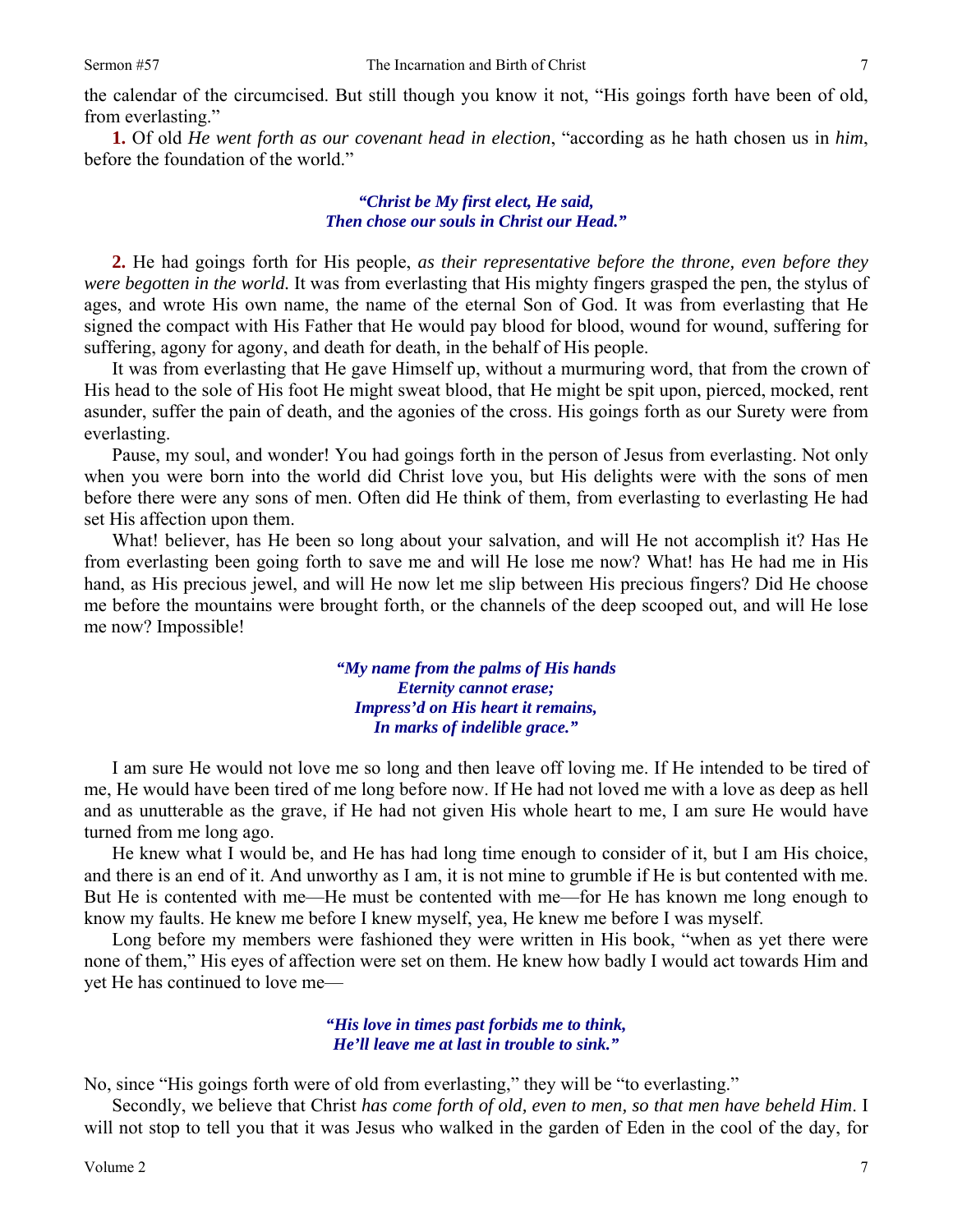the calendar of the circumcised. But still though you know it not, "His goings forth have been of old, from everlasting."

**1.** Of old *He went forth as our covenant head in election*, "according as he hath chosen us in *him*, before the foundation of the world."

> ***"Christ be My first elect, He said,***
> ***Then chose our souls in Christ our Head."***

**2.** He had goings forth for His people, *as their representative before the throne, even before they were begotten in the world.* It was from everlasting that His mighty fingers grasped the pen, the stylus of ages, and wrote His own name, the name of the eternal Son of God. It was from everlasting that He signed the compact with His Father that He would pay blood for blood, wound for wound, suffering for suffering, agony for agony, and death for death, in the behalf of His people.

It was from everlasting that He gave Himself up, without a murmuring word, that from the crown of His head to the sole of His foot He might sweat blood, that He might be spit upon, pierced, mocked, rent asunder, suffer the pain of death, and the agonies of the cross. His goings forth as our Surety were from everlasting.

Pause, my soul, and wonder! You had goings forth in the person of Jesus from everlasting. Not only when you were born into the world did Christ love you, but His delights were with the sons of men before there were any sons of men. Often did He think of them, from everlasting to everlasting He had set His affection upon them.

What! believer, has He been so long about your salvation, and will He not accomplish it? Has He from everlasting been going forth to save me and will He lose me now? What! has He had me in His hand, as His precious jewel, and will He now let me slip between His precious fingers? Did He choose me before the mountains were brought forth, or the channels of the deep scooped out, and will He lose me now? Impossible!

> ***"My name from the palms of His hands***
> ***Eternity cannot erase;***
> ***Impress'd on His heart it remains,***
> ***In marks of indelible grace."***

I am sure He would not love me so long and then leave off loving me. If He intended to be tired of me, He would have been tired of me long before now. If He had not loved me with a love as deep as hell and as unutterable as the grave, if He had not given His whole heart to me, I am sure He would have turned from me long ago.

He knew what I would be, and He has had long time enough to consider of it, but I am His choice, and there is an end of it. And unworthy as I am, it is not mine to grumble if He is but contented with me. But He is contented with me—He must be contented with me—for He has known me long enough to know my faults. He knew me before I knew myself, yea, He knew me before I was myself.

Long before my members were fashioned they were written in His book, "when as yet there were none of them," His eyes of affection were set on them. He knew how badly I would act towards Him and yet He has continued to love me—

> ***"His love in times past forbids me to think,***
> ***He'll leave me at last in trouble to sink."***

No, since "His goings forth were of old from everlasting," they will be "to everlasting."

Secondly, we believe that Christ *has come forth of old, even to men, so that men have beheld Him*. I will not stop to tell you that it was Jesus who walked in the garden of Eden in the cool of the day, for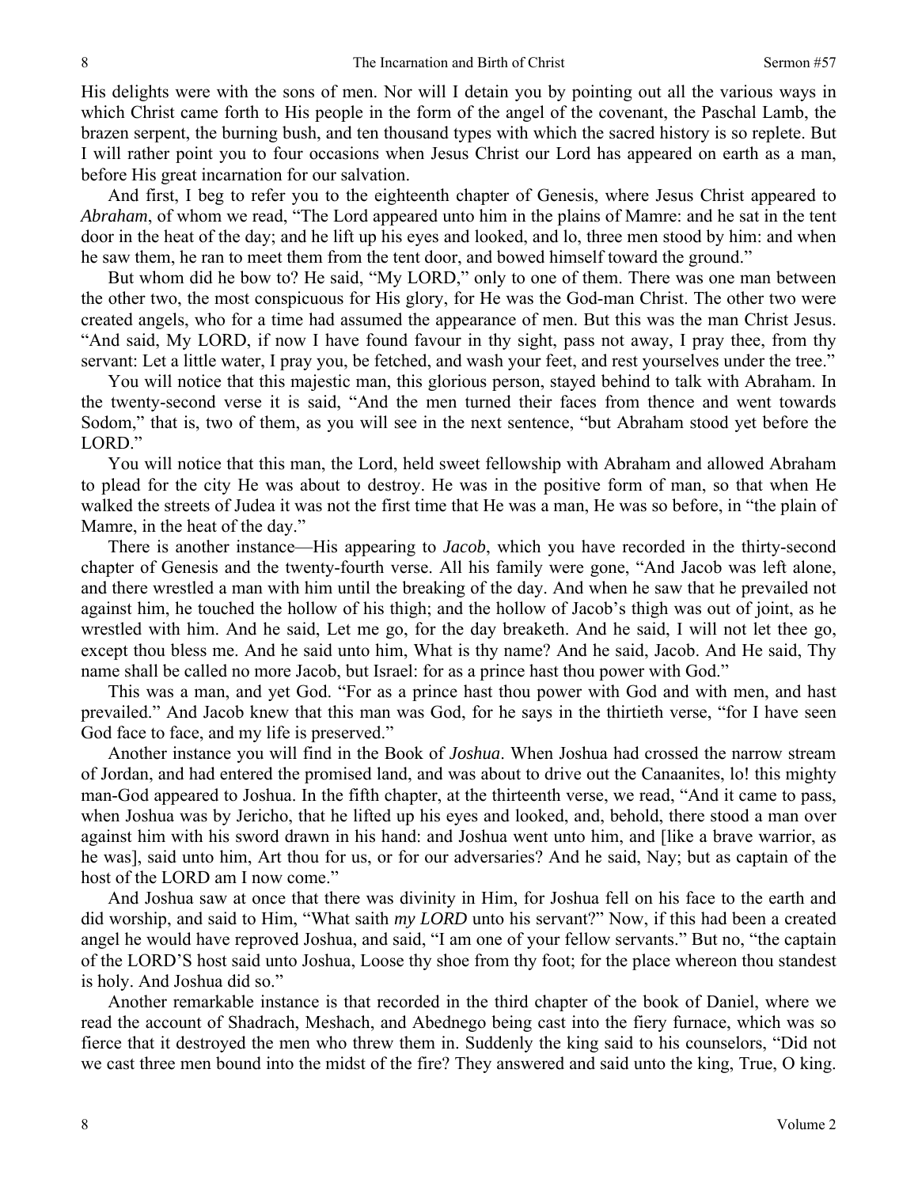His delights were with the sons of men. Nor will I detain you by pointing out all the various ways in which Christ came forth to His people in the form of the angel of the covenant, the Paschal Lamb, the brazen serpent, the burning bush, and ten thousand types with which the sacred history is so replete. But I will rather point you to four occasions when Jesus Christ our Lord has appeared on earth as a man, before His great incarnation for our salvation.

And first, I beg to refer you to the eighteenth chapter of Genesis, where Jesus Christ appeared to *Abraham*, of whom we read, "The Lord appeared unto him in the plains of Mamre: and he sat in the tent door in the heat of the day; and he lift up his eyes and looked, and lo, three men stood by him: and when he saw them, he ran to meet them from the tent door, and bowed himself toward the ground."

But whom did he bow to? He said, "My LORD," only to one of them. There was one man between the other two, the most conspicuous for His glory, for He was the God-man Christ. The other two were created angels, who for a time had assumed the appearance of men. But this was the man Christ Jesus. "And said, My LORD, if now I have found favour in thy sight, pass not away, I pray thee, from thy servant: Let a little water, I pray you, be fetched, and wash your feet, and rest yourselves under the tree."

You will notice that this majestic man, this glorious person, stayed behind to talk with Abraham. In the twenty-second verse it is said, "And the men turned their faces from thence and went towards Sodom," that is, two of them, as you will see in the next sentence, "but Abraham stood yet before the LORD."

You will notice that this man, the Lord, held sweet fellowship with Abraham and allowed Abraham to plead for the city He was about to destroy. He was in the positive form of man, so that when He walked the streets of Judea it was not the first time that He was a man, He was so before, in "the plain of Mamre, in the heat of the day."

There is another instance—His appearing to *Jacob*, which you have recorded in the thirty-second chapter of Genesis and the twenty-fourth verse. All his family were gone, "And Jacob was left alone, and there wrestled a man with him until the breaking of the day. And when he saw that he prevailed not against him, he touched the hollow of his thigh; and the hollow of Jacob's thigh was out of joint, as he wrestled with him. And he said, Let me go, for the day breaketh. And he said, I will not let thee go, except thou bless me. And he said unto him, What is thy name? And he said, Jacob. And He said, Thy name shall be called no more Jacob, but Israel: for as a prince hast thou power with God."

This was a man, and yet God. "For as a prince hast thou power with God and with men, and hast prevailed." And Jacob knew that this man was God, for he says in the thirtieth verse, "for I have seen God face to face, and my life is preserved."

Another instance you will find in the Book of *Joshua*. When Joshua had crossed the narrow stream of Jordan, and had entered the promised land, and was about to drive out the Canaanites, lo! this mighty man-God appeared to Joshua. In the fifth chapter, at the thirteenth verse, we read, "And it came to pass, when Joshua was by Jericho, that he lifted up his eyes and looked, and, behold, there stood a man over against him with his sword drawn in his hand: and Joshua went unto him, and [like a brave warrior, as he was], said unto him, Art thou for us, or for our adversaries? And he said, Nay; but as captain of the host of the LORD am I now come."

And Joshua saw at once that there was divinity in Him, for Joshua fell on his face to the earth and did worship, and said to Him, "What saith *my LORD* unto his servant?" Now, if this had been a created angel he would have reproved Joshua, and said, "I am one of your fellow servants." But no, "the captain of the LORD'S host said unto Joshua, Loose thy shoe from thy foot; for the place whereon thou standest is holy. And Joshua did so."

Another remarkable instance is that recorded in the third chapter of the book of Daniel, where we read the account of Shadrach, Meshach, and Abednego being cast into the fiery furnace, which was so fierce that it destroyed the men who threw them in. Suddenly the king said to his counselors, "Did not we cast three men bound into the midst of the fire? They answered and said unto the king, True, O king.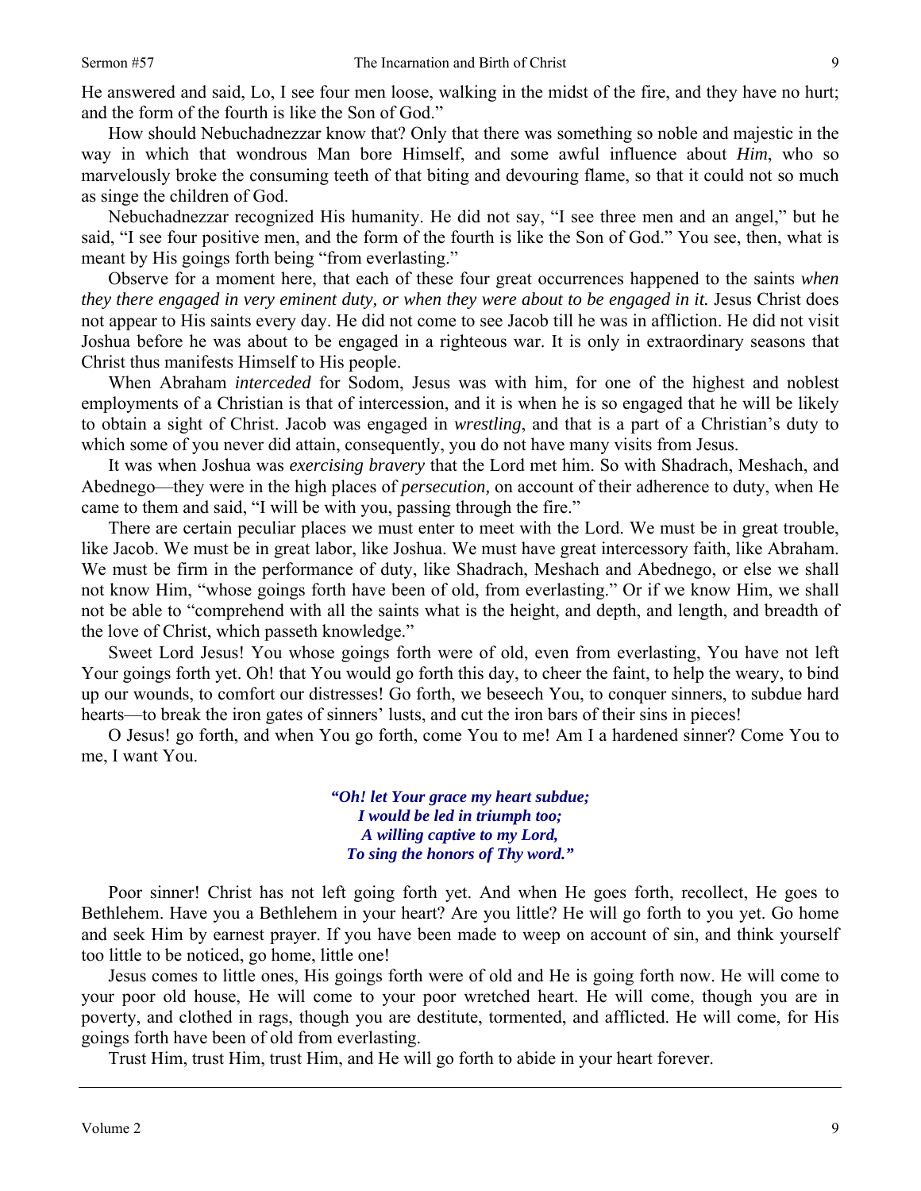He answered and said, Lo, I see four men loose, walking in the midst of the fire, and they have no hurt; and the form of the fourth is like the Son of God."

How should Nebuchadnezzar know that? Only that there was something so noble and majestic in the way in which that wondrous Man bore Himself, and some awful influence about *Him*, who so marvelously broke the consuming teeth of that biting and devouring flame, so that it could not so much as singe the children of God.

Nebuchadnezzar recognized His humanity. He did not say, "I see three men and an angel," but he said, "I see four positive men, and the form of the fourth is like the Son of God." You see, then, what is meant by His goings forth being "from everlasting."

Observe for a moment here, that each of these four great occurrences happened to the saints *when they there engaged in very eminent duty, or when they were about to be engaged in it.* Jesus Christ does not appear to His saints every day. He did not come to see Jacob till he was in affliction. He did not visit Joshua before he was about to be engaged in a righteous war. It is only in extraordinary seasons that Christ thus manifests Himself to His people.

When Abraham *interceded* for Sodom, Jesus was with him, for one of the highest and noblest employments of a Christian is that of intercession, and it is when he is so engaged that he will be likely to obtain a sight of Christ. Jacob was engaged in *wrestling*, and that is a part of a Christian's duty to which some of you never did attain, consequently, you do not have many visits from Jesus.

It was when Joshua was *exercising bravery* that the Lord met him. So with Shadrach, Meshach, and Abednego—they were in the high places of *persecution,* on account of their adherence to duty, when He came to them and said, "I will be with you, passing through the fire."

There are certain peculiar places we must enter to meet with the Lord. We must be in great trouble, like Jacob. We must be in great labor, like Joshua. We must have great intercessory faith, like Abraham. We must be firm in the performance of duty, like Shadrach, Meshach and Abednego, or else we shall not know Him, "whose goings forth have been of old, from everlasting." Or if we know Him, we shall not be able to "comprehend with all the saints what is the height, and depth, and length, and breadth of the love of Christ, which passeth knowledge."

Sweet Lord Jesus! You whose goings forth were of old, even from everlasting, You have not left Your goings forth yet. Oh! that You would go forth this day, to cheer the faint, to help the weary, to bind up our wounds, to comfort our distresses! Go forth, we beseech You, to conquer sinners, to subdue hard hearts—to break the iron gates of sinners' lusts, and cut the iron bars of their sins in pieces!

O Jesus! go forth, and when You go forth, come You to me! Am I a hardened sinner? Come You to me, I want You.

> ***"Oh! let Your grace my heart subdue;***
> ***I would be led in triumph too;***
> ***A willing captive to my Lord,***
> ***To sing the honors of Thy word."***

Poor sinner! Christ has not left going forth yet. And when He goes forth, recollect, He goes to Bethlehem. Have you a Bethlehem in your heart? Are you little? He will go forth to you yet. Go home and seek Him by earnest prayer. If you have been made to weep on account of sin, and think yourself too little to be noticed, go home, little one!

Jesus comes to little ones, His goings forth were of old and He is going forth now. He will come to your poor old house, He will come to your poor wretched heart. He will come, though you are in poverty, and clothed in rags, though you are destitute, tormented, and afflicted. He will come, for His goings forth have been of old from everlasting.

Trust Him, trust Him, trust Him, and He will go forth to abide in your heart forever.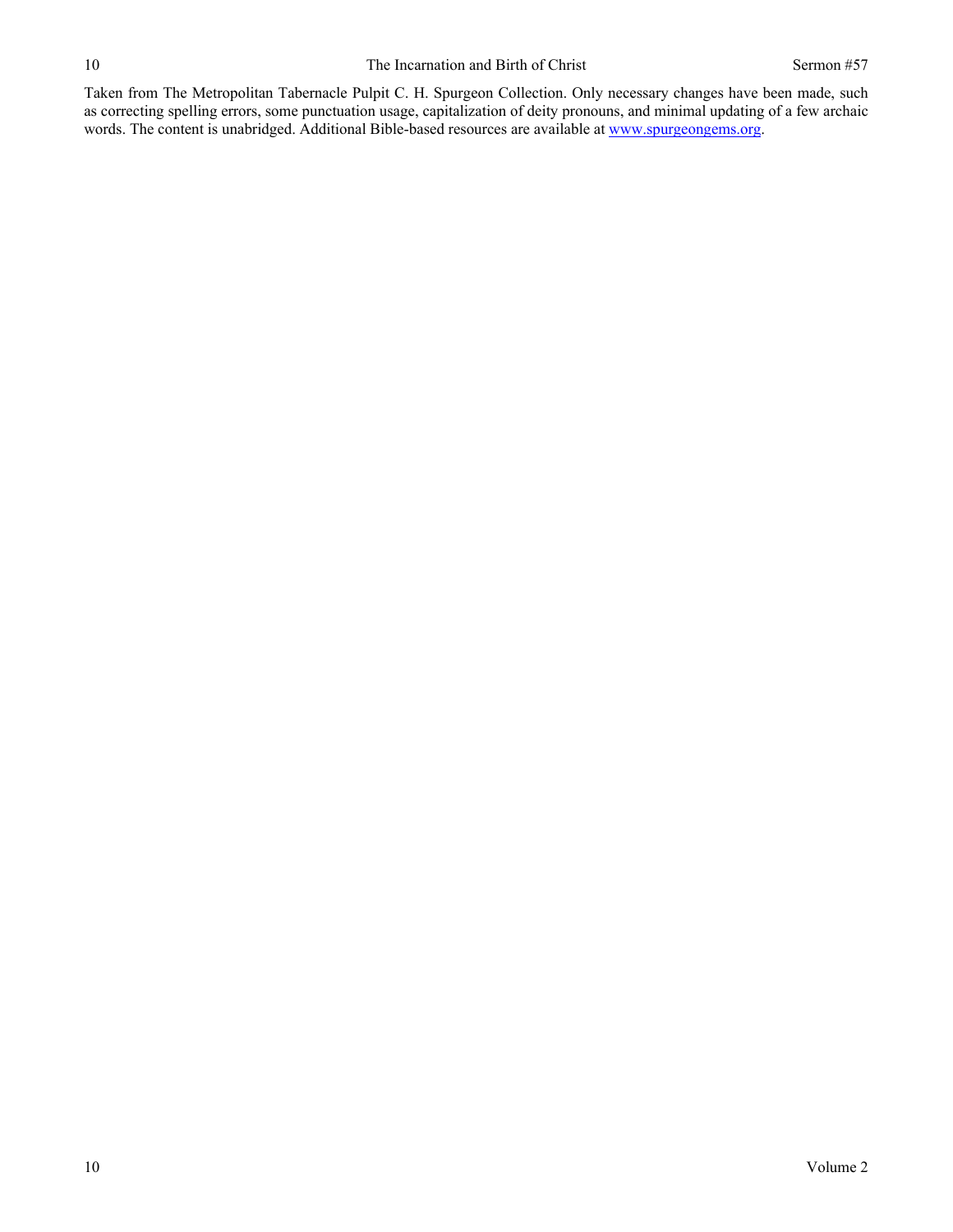Taken from The Metropolitan Tabernacle Pulpit C. H. Spurgeon Collection. Only necessary changes have been made, such as correcting spelling errors, some punctuation usage, capitalization of deity pronouns, and minimal updating of a few archaic words. The content is unabridged. Additional Bible-based resources are available at www.spurgeongems.org.